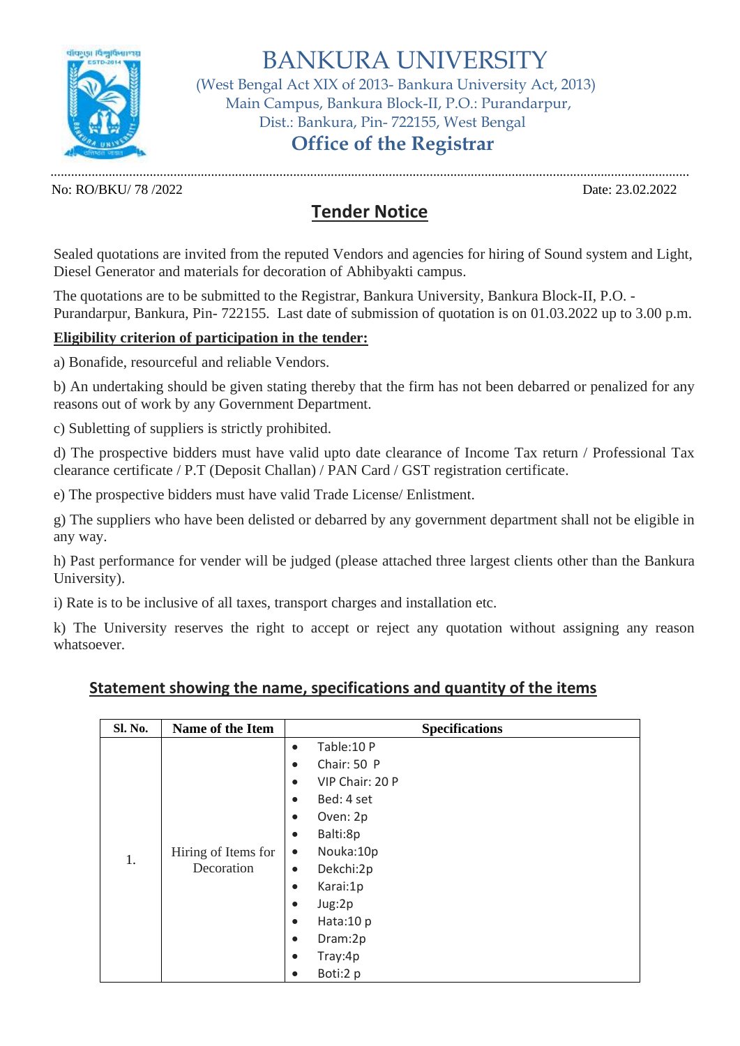# BANKURA UNIVERSITY

(West Bengal Act XIX of 2013- Bankura University Act, 2013)
Main Campus, Bankura Block-II, P.O.: Purandarpur,
Dist.: Bankura, Pin- 722155, West Bengal

## Office of the Registrar

No: RO/BKU/ 78 /2022 Date: 23.02.2022

## Tender Notice

Sealed quotations are invited from the reputed Vendors and agencies for hiring of Sound system and Light, Diesel Generator and materials for decoration of Abhibyakti campus.

The quotations are to be submitted to the Registrar, Bankura University, Bankura Block-II, P.O. - Purandarpur, Bankura, Pin- 722155. Last date of submission of quotation is on 01.03.2022 up to 3.00 p.m.

**Eligibility criterion of participation in the tender:**

a) Bonafide, resourceful and reliable Vendors.

b) An undertaking should be given stating thereby that the firm has not been debarred or penalized for any reasons out of work by any Government Department.

c) Subletting of suppliers is strictly prohibited.

d) The prospective bidders must have valid upto date clearance of Income Tax return / Professional Tax clearance certificate / P.T (Deposit Challan) / PAN Card / GST registration certificate.

e) The prospective bidders must have valid Trade License/ Enlistment.

g) The suppliers who have been delisted or debarred by any government department shall not be eligible in any way.

h) Past performance for vender will be judged (please attached three largest clients other than the Bankura University).

i) Rate is to be inclusive of all taxes, transport charges and installation etc.

k) The University reserves the right to accept or reject any quotation without assigning any reason whatsoever.

### Statement showing the name, specifications and quantity of the items

| Sl. No. | Name of the Item | Specifications |
|---|---|---|
| 1. | Hiring of Items for Decoration | • Table:10 P<br>• Chair: 50 P<br>• VIP Chair: 20 P<br>• Bed: 4 set<br>• Oven: 2p<br>• Balti:8p<br>• Nouka:10p<br>• Dekchi:2p<br>• Karai:1p<br>• Jug:2p<br>• Hata:10 p<br>• Dram:2p<br>• Tray:4p<br>• Boti:2 p |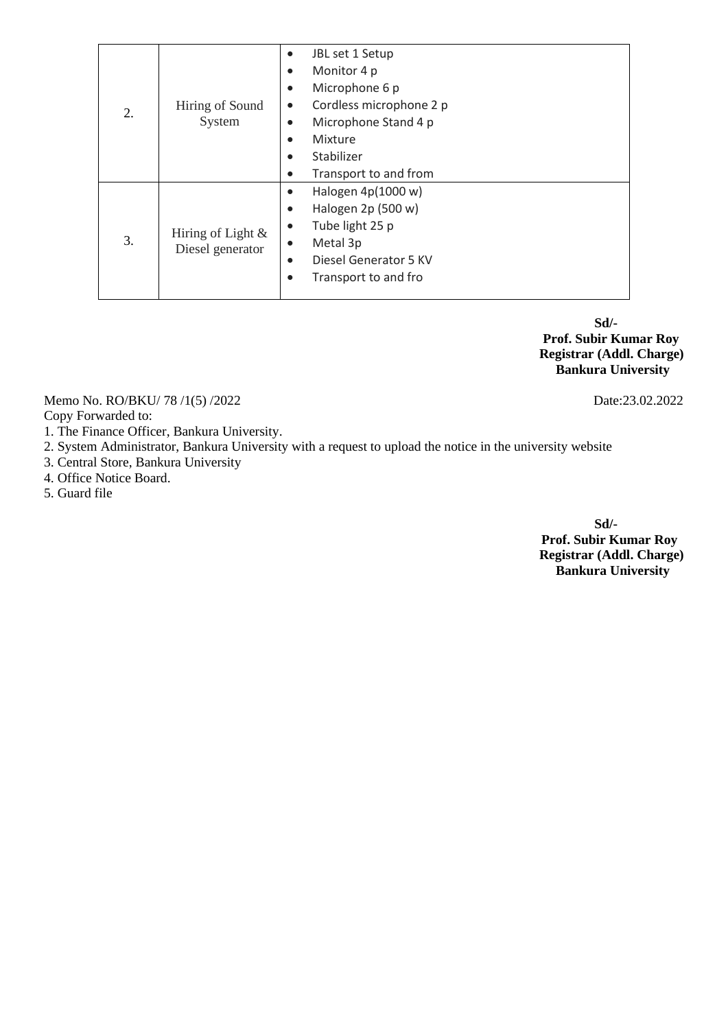| | | |
|---|---|---|
| 2. | Hiring of Sound System | • JBL set 1 Setup<br>• Monitor 4 p<br>• Microphone 6 p<br>• Cordless microphone 2 p<br>• Microphone Stand 4 p<br>• Mixture<br>• Stabilizer<br>• Transport to and from |
| 3. | Hiring of Light & Diesel generator | • Halogen 4p(1000 w)<br>• Halogen 2p (500 w)<br>• Tube light 25 p<br>• Metal 3p<br>• Diesel Generator 5 KV<br>• Transport to and fro |

**Sd/-**
**Prof. Subir Kumar Roy**
**Registrar (Addl. Charge)**
**Bankura University**

Memo No. RO/BKU/ 78 /1(5) /2022 Date:23.02.2022

Copy Forwarded to:

1. The Finance Officer, Bankura University.
2. System Administrator, Bankura University with a request to upload the notice in the university website
3. Central Store, Bankura University
4. Office Notice Board.
5. Guard file

**Sd/-**
**Prof. Subir Kumar Roy**
**Registrar (Addl. Charge)**
**Bankura University**